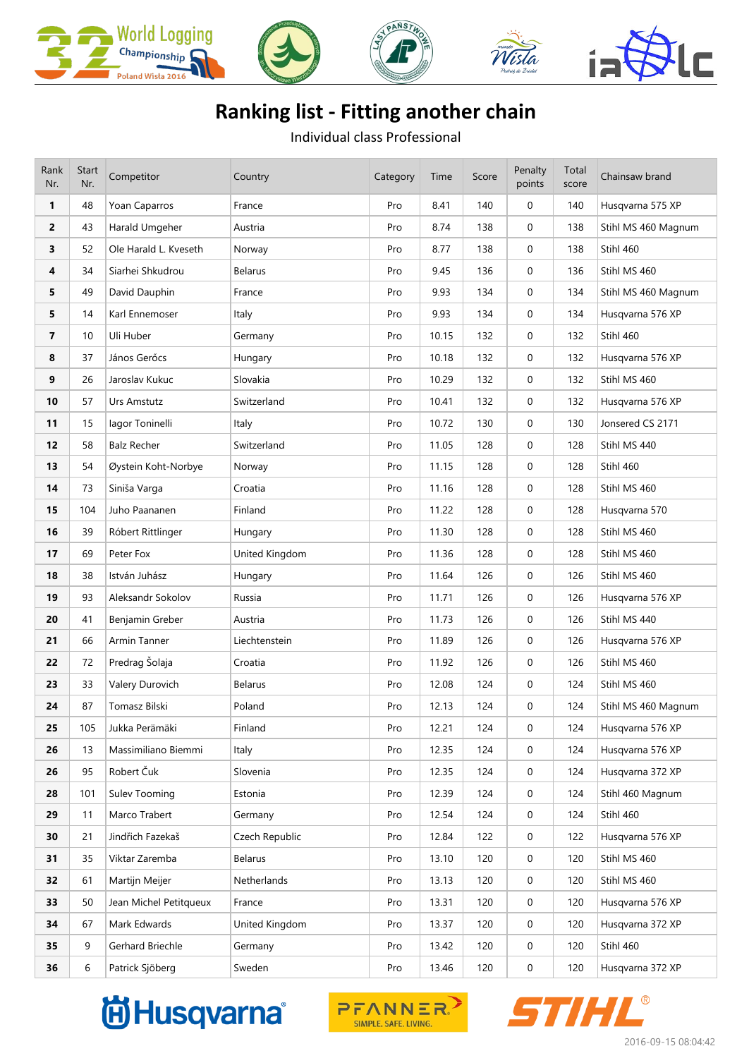# Ranking list - Fitting another chain

Individual class Professional

| Rank Nr. | Start Nr. | Competitor | Country | Category | Time | Score | Penalty points | Total score | Chainsaw brand |
|---|---|---|---|---|---|---|---|---|---|
| **1** | 48 | Yoan Caparros | France | Pro | 8.41 | 140 | 0 | 140 | Husqvarna 575 XP |
| **2** | 43 | Harald Umgeher | Austria | Pro | 8.74 | 138 | 0 | 138 | Stihl MS 460 Magnum |
| **3** | 52 | Ole Harald L. Kveseth | Norway | Pro | 8.77 | 138 | 0 | 138 | Stihl 460 |
| **4** | 34 | Siarhei Shkudrou | Belarus | Pro | 9.45 | 136 | 0 | 136 | Stihl MS 460 |
| **5** | 49 | David Dauphin | France | Pro | 9.93 | 134 | 0 | 134 | Stihl MS 460 Magnum |
| **5** | 14 | Karl Ennemoser | Italy | Pro | 9.93 | 134 | 0 | 134 | Husqvarna 576 XP |
| **7** | 10 | Uli Huber | Germany | Pro | 10.15 | 132 | 0 | 132 | Stihl 460 |
| **8** | 37 | János Gerőcs | Hungary | Pro | 10.18 | 132 | 0 | 132 | Husqvarna 576 XP |
| **9** | 26 | Jaroslav Kukuc | Slovakia | Pro | 10.29 | 132 | 0 | 132 | Stihl MS 460 |
| **10** | 57 | Urs Amstutz | Switzerland | Pro | 10.41 | 132 | 0 | 132 | Husqvarna 576 XP |
| **11** | 15 | Iagor Toninelli | Italy | Pro | 10.72 | 130 | 0 | 130 | Jonsered CS 2171 |
| **12** | 58 | Balz Recher | Switzerland | Pro | 11.05 | 128 | 0 | 128 | Stihl MS 440 |
| **13** | 54 | Øystein Koht-Norbye | Norway | Pro | 11.15 | 128 | 0 | 128 | Stihl 460 |
| **14** | 73 | Siniša Varga | Croatia | Pro | 11.16 | 128 | 0 | 128 | Stihl MS 460 |
| **15** | 104 | Juho Paananen | Finland | Pro | 11.22 | 128 | 0 | 128 | Husqvarna 570 |
| **16** | 39 | Róbert Rittlinger | Hungary | Pro | 11.30 | 128 | 0 | 128 | Stihl MS 460 |
| **17** | 69 | Peter Fox | United Kingdom | Pro | 11.36 | 128 | 0 | 128 | Stihl MS 460 |
| **18** | 38 | István Juhász | Hungary | Pro | 11.64 | 126 | 0 | 126 | Stihl MS 460 |
| **19** | 93 | Aleksandr Sokolov | Russia | Pro | 11.71 | 126 | 0 | 126 | Husqvarna 576 XP |
| **20** | 41 | Benjamin Greber | Austria | Pro | 11.73 | 126 | 0 | 126 | Stihl MS 440 |
| **21** | 66 | Armin Tanner | Liechtenstein | Pro | 11.89 | 126 | 0 | 126 | Husqvarna 576 XP |
| **22** | 72 | Predrag Šolaja | Croatia | Pro | 11.92 | 126 | 0 | 126 | Stihl MS 460 |
| **23** | 33 | Valery Durovich | Belarus | Pro | 12.08 | 124 | 0 | 124 | Stihl MS 460 |
| **24** | 87 | Tomasz Bilski | Poland | Pro | 12.13 | 124 | 0 | 124 | Stihl MS 460 Magnum |
| **25** | 105 | Jukka Perämäki | Finland | Pro | 12.21 | 124 | 0 | 124 | Husqvarna 576 XP |
| **26** | 13 | Massimiliano Biemmi | Italy | Pro | 12.35 | 124 | 0 | 124 | Husqvarna 576 XP |
| **26** | 95 | Robert Čuk | Slovenia | Pro | 12.35 | 124 | 0 | 124 | Husqvarna 372 XP |
| **28** | 101 | Sulev Tooming | Estonia | Pro | 12.39 | 124 | 0 | 124 | Stihl 460 Magnum |
| **29** | 11 | Marco Trabert | Germany | Pro | 12.54 | 124 | 0 | 124 | Stihl 460 |
| **30** | 21 | Jindřich Fazekaš | Czech Republic | Pro | 12.84 | 122 | 0 | 122 | Husqvarna 576 XP |
| **31** | 35 | Viktar Zaremba | Belarus | Pro | 13.10 | 120 | 0 | 120 | Stihl MS 460 |
| **32** | 61 | Martijn Meijer | Netherlands | Pro | 13.13 | 120 | 0 | 120 | Stihl MS 460 |
| **33** | 50 | Jean Michel Petitqueux | France | Pro | 13.31 | 120 | 0 | 120 | Husqvarna 576 XP |
| **34** | 67 | Mark Edwards | United Kingdom | Pro | 13.37 | 120 | 0 | 120 | Husqvarna 372 XP |
| **35** | 9 | Gerhard Briechle | Germany | Pro | 13.42 | 120 | 0 | 120 | Stihl 460 |
| **36** | 6 | Patrick Sjöberg | Sweden | Pro | 13.46 | 120 | 0 | 120 | Husqvarna 372 XP |

2016-09-15 08:04:42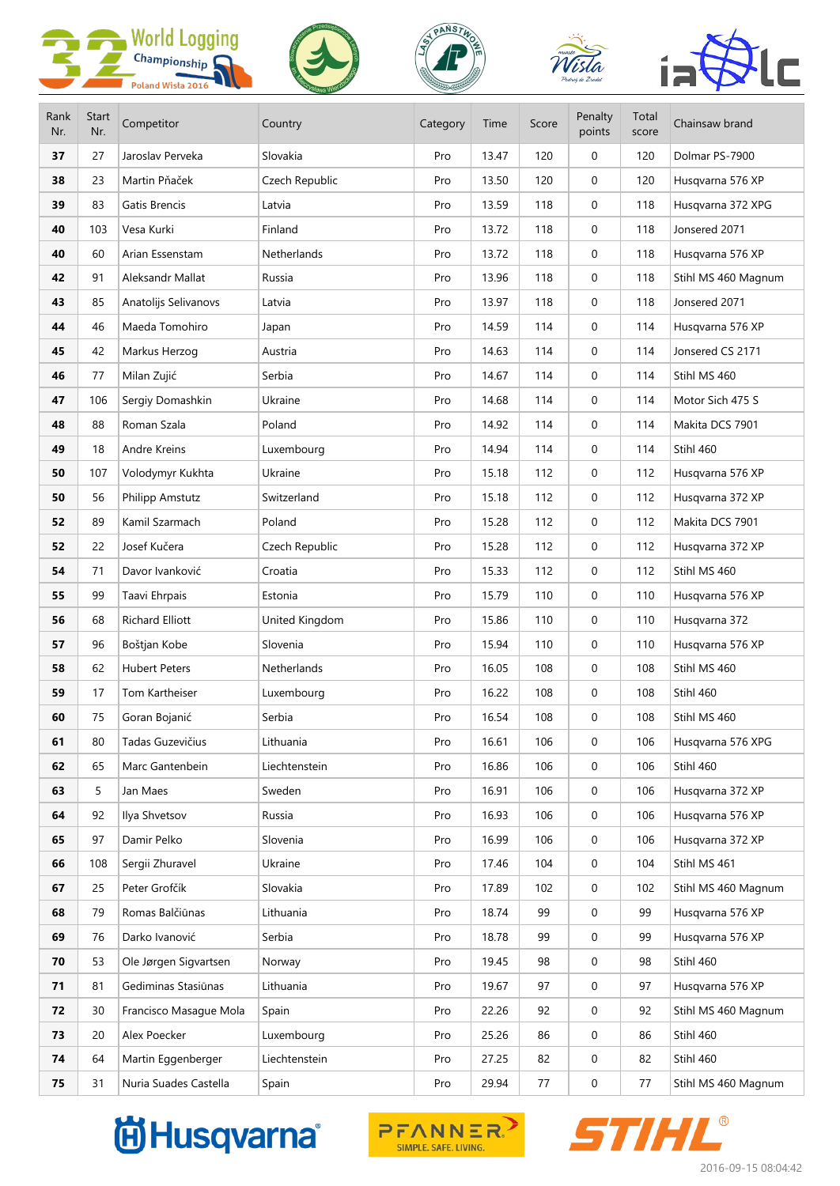| Rank Nr. | Start Nr. | Competitor | Country | Category | Time | Score | Penalty points | Total score | Chainsaw brand |
|---|---|---|---|---|---|---|---|---|---|
| **37** | 27 | Jaroslav Perveka | Slovakia | Pro | 13.47 | 120 | 0 | 120 | Dolmar PS-7900 |
| **38** | 23 | Martin Pňaček | Czech Republic | Pro | 13.50 | 120 | 0 | 120 | Husqvarna 576 XP |
| **39** | 83 | Gatis Brencis | Latvia | Pro | 13.59 | 118 | 0 | 118 | Husqvarna 372 XPG |
| **40** | 103 | Vesa Kurki | Finland | Pro | 13.72 | 118 | 0 | 118 | Jonsered 2071 |
| **40** | 60 | Arian Essenstam | Netherlands | Pro | 13.72 | 118 | 0 | 118 | Husqvarna 576 XP |
| **42** | 91 | Aleksandr Mallat | Russia | Pro | 13.96 | 118 | 0 | 118 | Stihl MS 460 Magnum |
| **43** | 85 | Anatolijs Selivanovs | Latvia | Pro | 13.97 | 118 | 0 | 118 | Jonsered 2071 |
| **44** | 46 | Maeda Tomohiro | Japan | Pro | 14.59 | 114 | 0 | 114 | Husqvarna 576 XP |
| **45** | 42 | Markus Herzog | Austria | Pro | 14.63 | 114 | 0 | 114 | Jonsered CS 2171 |
| **46** | 77 | Milan Zujić | Serbia | Pro | 14.67 | 114 | 0 | 114 | Stihl MS 460 |
| **47** | 106 | Sergiy Domashkin | Ukraine | Pro | 14.68 | 114 | 0 | 114 | Motor Sich 475 S |
| **48** | 88 | Roman Szala | Poland | Pro | 14.92 | 114 | 0 | 114 | Makita DCS 7901 |
| **49** | 18 | Andre Kreins | Luxembourg | Pro | 14.94 | 114 | 0 | 114 | Stihl 460 |
| **50** | 107 | Volodymyr Kukhta | Ukraine | Pro | 15.18 | 112 | 0 | 112 | Husqvarna 576 XP |
| **50** | 56 | Philipp Amstutz | Switzerland | Pro | 15.18 | 112 | 0 | 112 | Husqvarna 372 XP |
| **52** | 89 | Kamil Szarmach | Poland | Pro | 15.28 | 112 | 0 | 112 | Makita DCS 7901 |
| **52** | 22 | Josef Kučera | Czech Republic | Pro | 15.28 | 112 | 0 | 112 | Husqvarna 372 XP |
| **54** | 71 | Davor Ivanković | Croatia | Pro | 15.33 | 112 | 0 | 112 | Stihl MS 460 |
| **55** | 99 | Taavi Ehrpais | Estonia | Pro | 15.79 | 110 | 0 | 110 | Husqvarna 576 XP |
| **56** | 68 | Richard Elliott | United Kingdom | Pro | 15.86 | 110 | 0 | 110 | Husqvarna 372 |
| **57** | 96 | Boštjan Kobe | Slovenia | Pro | 15.94 | 110 | 0 | 110 | Husqvarna 576 XP |
| **58** | 62 | Hubert Peters | Netherlands | Pro | 16.05 | 108 | 0 | 108 | Stihl MS 460 |
| **59** | 17 | Tom Kartheiser | Luxembourg | Pro | 16.22 | 108 | 0 | 108 | Stihl 460 |
| **60** | 75 | Goran Bojanić | Serbia | Pro | 16.54 | 108 | 0 | 108 | Stihl MS 460 |
| **61** | 80 | Tadas Guzevičius | Lithuania | Pro | 16.61 | 106 | 0 | 106 | Husqvarna 576 XPG |
| **62** | 65 | Marc Gantenbein | Liechtenstein | Pro | 16.86 | 106 | 0 | 106 | Stihl 460 |
| **63** | 5 | Jan Maes | Sweden | Pro | 16.91 | 106 | 0 | 106 | Husqvarna 372 XP |
| **64** | 92 | Ilya Shvetsov | Russia | Pro | 16.93 | 106 | 0 | 106 | Husqvarna 576 XP |
| **65** | 97 | Damir Pelko | Slovenia | Pro | 16.99 | 106 | 0 | 106 | Husqvarna 372 XP |
| **66** | 108 | Sergii Zhuravel | Ukraine | Pro | 17.46 | 104 | 0 | 104 | Stihl MS 461 |
| **67** | 25 | Peter Grofčík | Slovakia | Pro | 17.89 | 102 | 0 | 102 | Stihl MS 460 Magnum |
| **68** | 79 | Romas Balčiūnas | Lithuania | Pro | 18.74 | 99 | 0 | 99 | Husqvarna 576 XP |
| **69** | 76 | Darko Ivanović | Serbia | Pro | 18.78 | 99 | 0 | 99 | Husqvarna 576 XP |
| **70** | 53 | Ole Jørgen Sigvartsen | Norway | Pro | 19.45 | 98 | 0 | 98 | Stihl 460 |
| **71** | 81 | Gediminas Stasiūnas | Lithuania | Pro | 19.67 | 97 | 0 | 97 | Husqvarna 576 XP |
| **72** | 30 | Francisco Masague Mola | Spain | Pro | 22.26 | 92 | 0 | 92 | Stihl MS 460 Magnum |
| **73** | 20 | Alex Poecker | Luxembourg | Pro | 25.26 | 86 | 0 | 86 | Stihl 460 |
| **74** | 64 | Martin Eggenberger | Liechtenstein | Pro | 27.25 | 82 | 0 | 82 | Stihl 460 |
| **75** | 31 | Nuria Suades Castella | Spain | Pro | 29.94 | 77 | 0 | 77 | Stihl MS 460 Magnum |

2016-09-15 08:04:42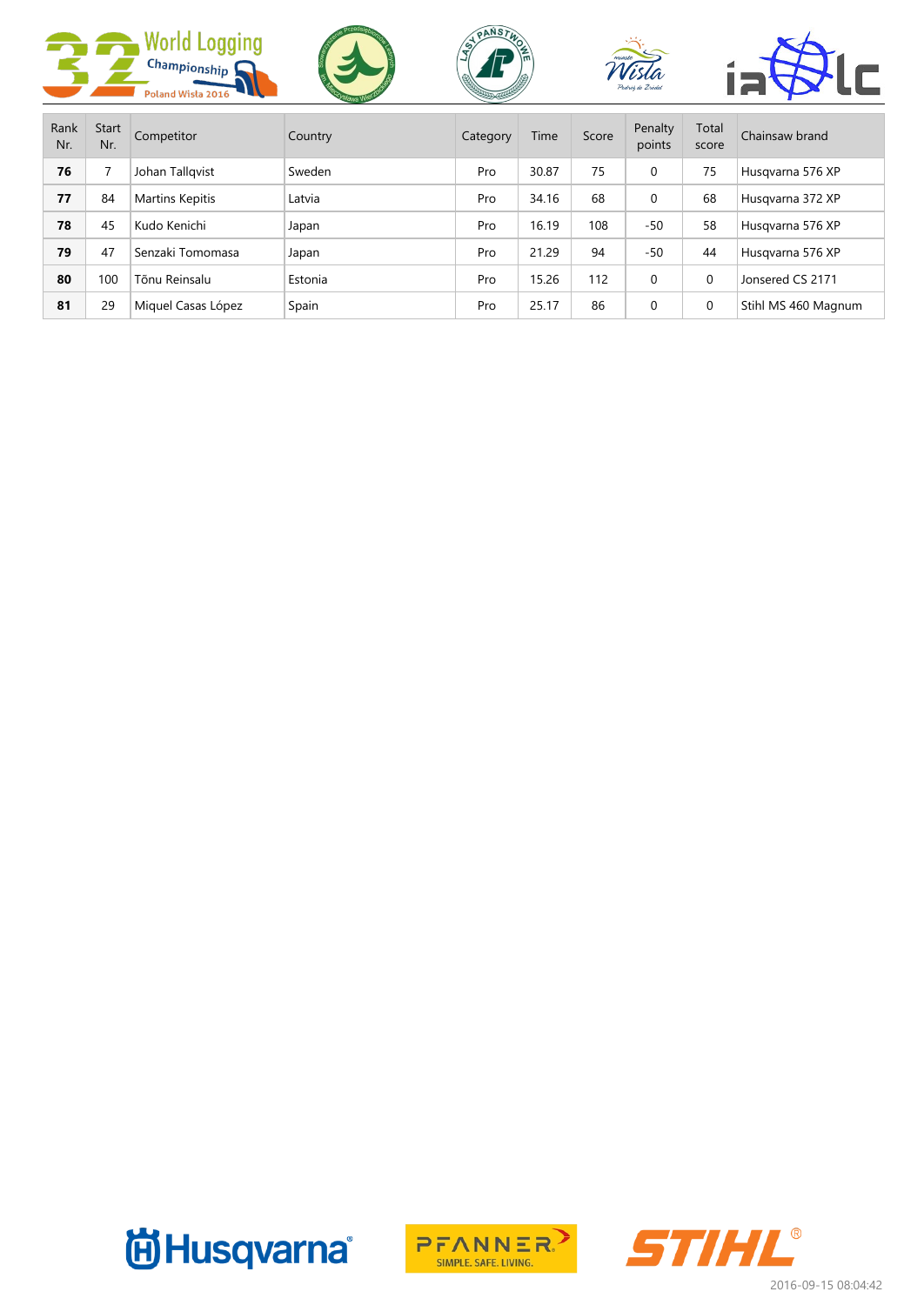| Rank Nr. | Start Nr. | Competitor | Country | Category | Time | Score | Penalty points | Total score | Chainsaw brand |
|---|---|---|---|---|---|---|---|---|---|
| **76** | 7 | Johan Tallqvist | Sweden | Pro | 30.87 | 75 | 0 | 75 | Husqvarna 576 XP |
| **77** | 84 | Martins Kepitis | Latvia | Pro | 34.16 | 68 | 0 | 68 | Husqvarna 372 XP |
| **78** | 45 | Kudo Kenichi | Japan | Pro | 16.19 | 108 | -50 | 58 | Husqvarna 576 XP |
| **79** | 47 | Senzaki Tomomasa | Japan | Pro | 21.29 | 94 | -50 | 44 | Husqvarna 576 XP |
| **80** | 100 | Tõnu Reinsalu | Estonia | Pro | 15.26 | 112 | 0 | 0 | Jonsered CS 2171 |
| **81** | 29 | Miquel Casas López | Spain | Pro | 25.17 | 86 | 0 | 0 | Stihl MS 460 Magnum |

2016-09-15 08:04:42